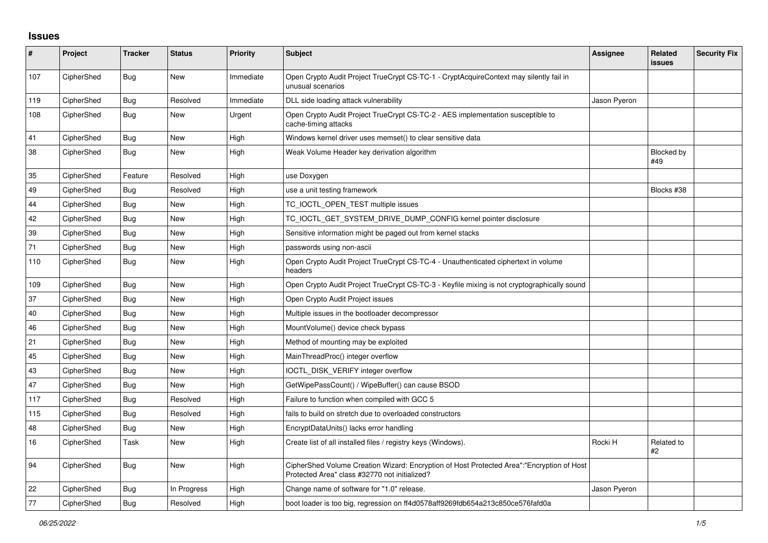## Issues

| # | Project | Tracker | Status | Priority | Subject | Assignee | Related issues | Security Fix |
|---|---|---|---|---|---|---|---|---|
| 107 | CipherShed | Bug | New | Immediate | Open Crypto Audit Project TrueCrypt CS-TC-1 - CryptAcquireContext may silently fail in unusual scenarios | | | |
| 119 | CipherShed | Bug | Resolved | Immediate | DLL side loading attack vulnerability | Jason Pyeron | | |
| 108 | CipherShed | Bug | New | Urgent | Open Crypto Audit Project TrueCrypt CS-TC-2 - AES implementation susceptible to cache-timing attacks | | | |
| 41 | CipherShed | Bug | New | High | Windows kernel driver uses memset() to clear sensitive data | | | |
| 38 | CipherShed | Bug | New | High | Weak Volume Header key derivation algorithm | | Blocked by #49 | |
| 35 | CipherShed | Feature | Resolved | High | use Doxygen | | | |
| 49 | CipherShed | Bug | Resolved | High | use a unit testing framework | | Blocks #38 | |
| 44 | CipherShed | Bug | New | High | TC_IOCTL_OPEN_TEST multiple issues | | | |
| 42 | CipherShed | Bug | New | High | TC_IOCTL_GET_SYSTEM_DRIVE_DUMP_CONFIG kernel pointer disclosure | | | |
| 39 | CipherShed | Bug | New | High | Sensitive information might be paged out from kernel stacks | | | |
| 71 | CipherShed | Bug | New | High | passwords using non-ascii | | | |
| 110 | CipherShed | Bug | New | High | Open Crypto Audit Project TrueCrypt CS-TC-4 - Unauthenticated ciphertext in volume headers | | | |
| 109 | CipherShed | Bug | New | High | Open Crypto Audit Project TrueCrypt CS-TC-3 - Keyfile mixing is not cryptographically sound | | | |
| 37 | CipherShed | Bug | New | High | Open Crypto Audit Project issues | | | |
| 40 | CipherShed | Bug | New | High | Multiple issues in the bootloader decompressor | | | |
| 46 | CipherShed | Bug | New | High | MountVolume() device check bypass | | | |
| 21 | CipherShed | Bug | New | High | Method of mounting may be exploited | | | |
| 45 | CipherShed | Bug | New | High | MainThreadProc() integer overflow | | | |
| 43 | CipherShed | Bug | New | High | IOCTL_DISK_VERIFY integer overflow | | | |
| 47 | CipherShed | Bug | New | High | GetWipePassCount() / WipeBuffer() can cause BSOD | | | |
| 117 | CipherShed | Bug | Resolved | High | Failure to function when compiled with GCC 5 | | | |
| 115 | CipherShed | Bug | Resolved | High | fails to build on stretch due to overloaded constructors | | | |
| 48 | CipherShed | Bug | New | High | EncryptDataUnits() lacks error handling | | | |
| 16 | CipherShed | Task | New | High | Create list of all installed files / registry keys (Windows). | Rocki H | Related to #2 | |
| 94 | CipherShed | Bug | New | High | CipherShed Volume Creation Wizard: Encryption of Host Protected Area":"Encryption of Host Protected Area" class #32770 not initialized? | | | |
| 22 | CipherShed | Bug | In Progress | High | Change name of software for "1.0" release. | Jason Pyeron | | |
| 77 | CipherShed | Bug | Resolved | High | boot loader is too big, regression on ff4d0578aff9269fdb654a213c850ce576fafd0a | | | |

*06/25/2022*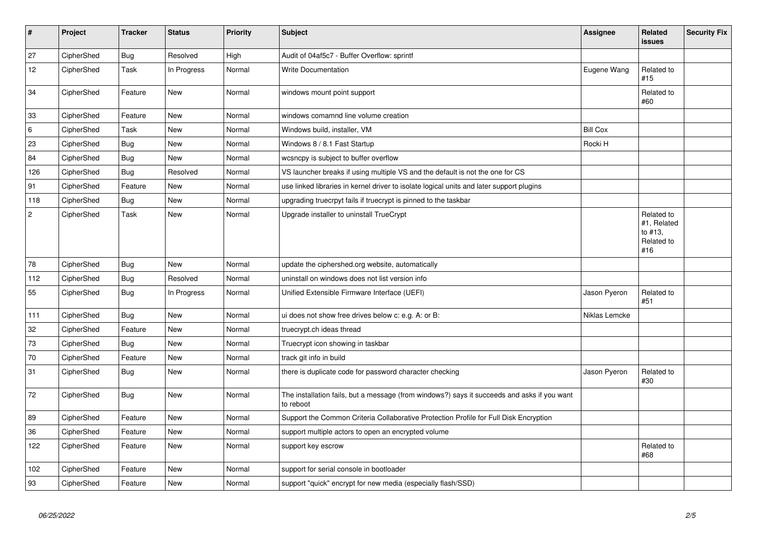| # | Project | Tracker | Status | Priority | Subject | Assignee | Related issues | Security Fix |
|---|---|---|---|---|---|---|---|---|
| 27 | CipherShed | Bug | Resolved | High | Audit of 04af5c7 - Buffer Overflow: sprintf | | | |
| 12 | CipherShed | Task | In Progress | Normal | Write Documentation | Eugene Wang | Related to #15 | |
| 34 | CipherShed | Feature | New | Normal | windows mount point support | | Related to #60 | |
| 33 | CipherShed | Feature | New | Normal | windows comamnd line volume creation | | | |
| 6 | CipherShed | Task | New | Normal | Windows build, installer, VM | Bill Cox | | |
| 23 | CipherShed | Bug | New | Normal | Windows 8 / 8.1 Fast Startup | Rocki H | | |
| 84 | CipherShed | Bug | New | Normal | wcsncpy is subject to buffer overflow | | | |
| 126 | CipherShed | Bug | Resolved | Normal | VS launcher breaks if using multiple VS and the default is not the one for CS | | | |
| 91 | CipherShed | Feature | New | Normal | use linked libraries in kernel driver to isolate logical units and later support plugins | | | |
| 118 | CipherShed | Bug | New | Normal | upgrading truecrpyt fails if truecrypt is pinned to the taskbar | | | |
| 2 | CipherShed | Task | New | Normal | Upgrade installer to uninstall TrueCrypt | | Related to #1, Related to #13, Related to #16 | |
| 78 | CipherShed | Bug | New | Normal | update the ciphershed.org website, automatically | | | |
| 112 | CipherShed | Bug | Resolved | Normal | uninstall on windows does not list version info | | | |
| 55 | CipherShed | Bug | In Progress | Normal | Unified Extensible Firmware Interface (UEFI) | Jason Pyeron | Related to #51 | |
| 111 | CipherShed | Bug | New | Normal | ui does not show free drives below c: e.g. A: or B: | Niklas Lemcke | | |
| 32 | CipherShed | Feature | New | Normal | truecrypt.ch ideas thread | | | |
| 73 | CipherShed | Bug | New | Normal | Truecrypt icon showing in taskbar | | | |
| 70 | CipherShed | Feature | New | Normal | track git info in build | | | |
| 31 | CipherShed | Bug | New | Normal | there is duplicate code for password character checking | Jason Pyeron | Related to #30 | |
| 72 | CipherShed | Bug | New | Normal | The installation fails, but a message (from windows?) says it succeeds and asks if you want to reboot | | | |
| 89 | CipherShed | Feature | New | Normal | Support the Common Criteria Collaborative Protection Profile for Full Disk Encryption | | | |
| 36 | CipherShed | Feature | New | Normal | support multiple actors to open an encrypted volume | | | |
| 122 | CipherShed | Feature | New | Normal | support key escrow | | Related to #68 | |
| 102 | CipherShed | Feature | New | Normal | support for serial console in bootloader | | | |
| 93 | CipherShed | Feature | New | Normal | support "quick" encrypt for new media (especially flash/SSD) | | | |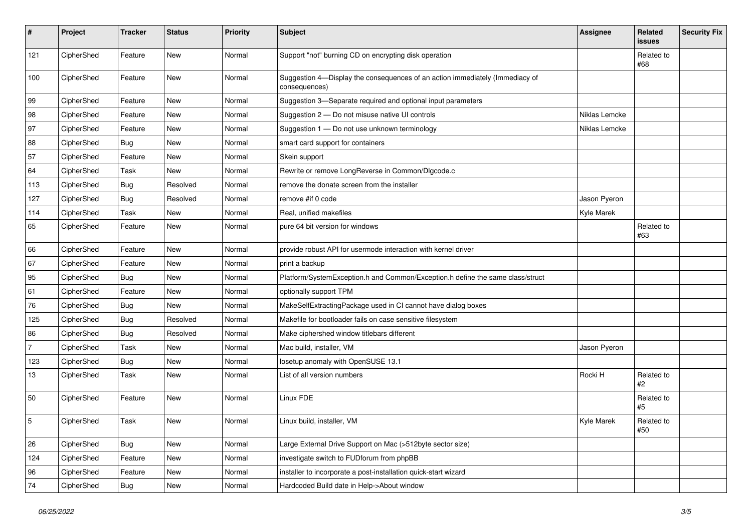| # | Project | Tracker | Status | Priority | Subject | Assignee | Related issues | Security Fix |
|---|---|---|---|---|---|---|---|---|
| 121 | CipherShed | Feature | New | Normal | Support "not" burning CD on encrypting disk operation | | Related to #68 | |
| 100 | CipherShed | Feature | New | Normal | Suggestion 4—Display the consequences of an action immediately (Immediacy of consequences) | | | |
| 99 | CipherShed | Feature | New | Normal | Suggestion 3—Separate required and optional input parameters | | | |
| 98 | CipherShed | Feature | New | Normal | Suggestion 2 — Do not misuse native UI controls | Niklas Lemcke | | |
| 97 | CipherShed | Feature | New | Normal | Suggestion 1 — Do not use unknown terminology | Niklas Lemcke | | |
| 88 | CipherShed | Bug | New | Normal | smart card support for containers | | | |
| 57 | CipherShed | Feature | New | Normal | Skein support | | | |
| 64 | CipherShed | Task | New | Normal | Rewrite or remove LongReverse in Common/Dlgcode.c | | | |
| 113 | CipherShed | Bug | Resolved | Normal | remove the donate screen from the installer | | | |
| 127 | CipherShed | Bug | Resolved | Normal | remove #if 0 code | Jason Pyeron | | |
| 114 | CipherShed | Task | New | Normal | Real, unified makefiles | Kyle Marek | | |
| 65 | CipherShed | Feature | New | Normal | pure 64 bit version for windows | | Related to #63 | |
| 66 | CipherShed | Feature | New | Normal | provide robust API for usermode interaction with kernel driver | | | |
| 67 | CipherShed | Feature | New | Normal | print a backup | | | |
| 95 | CipherShed | Bug | New | Normal | Platform/SystemException.h and Common/Exception.h define the same class/struct | | | |
| 61 | CipherShed | Feature | New | Normal | optionally support TPM | | | |
| 76 | CipherShed | Bug | New | Normal | MakeSelfExtractingPackage used in CI cannot have dialog boxes | | | |
| 125 | CipherShed | Bug | Resolved | Normal | Makefile for bootloader fails on case sensitive filesystem | | | |
| 86 | CipherShed | Bug | Resolved | Normal | Make ciphershed window titlebars different | | | |
| 7 | CipherShed | Task | New | Normal | Mac build, installer, VM | Jason Pyeron | | |
| 123 | CipherShed | Bug | New | Normal | losetup anomaly with OpenSUSE 13.1 | | | |
| 13 | CipherShed | Task | New | Normal | List of all version numbers | Rocki H | Related to #2 | |
| 50 | CipherShed | Feature | New | Normal | Linux FDE | | Related to #5 | |
| 5 | CipherShed | Task | New | Normal | Linux build, installer, VM | Kyle Marek | Related to #50 | |
| 26 | CipherShed | Bug | New | Normal | Large External Drive Support on Mac (>512byte sector size) | | | |
| 124 | CipherShed | Feature | New | Normal | investigate switch to FUDforum from phpBB | | | |
| 96 | CipherShed | Feature | New | Normal | installer to incorporate a post-installation quick-start wizard | | | |
| 74 | CipherShed | Bug | New | Normal | Hardcoded Build date in Help->About window | | | |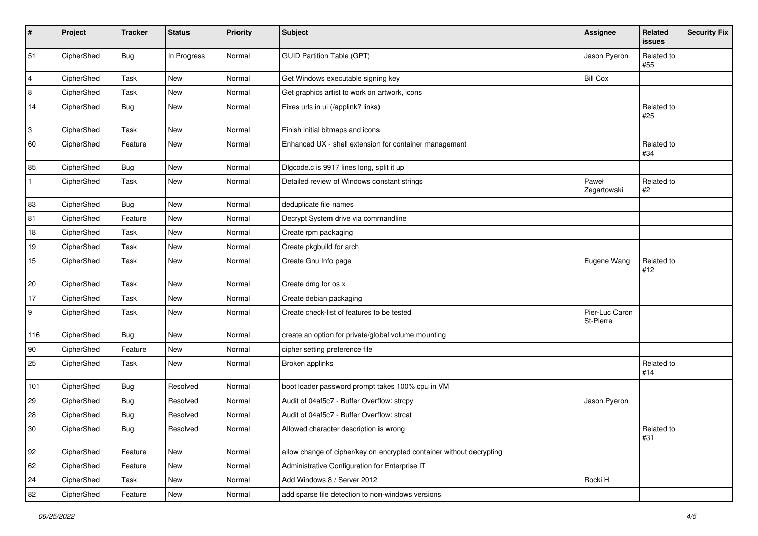| # | Project | Tracker | Status | Priority | Subject | Assignee | Related issues | Security Fix |
|---|---|---|---|---|---|---|---|---|
| 51 | CipherShed | Bug | In Progress | Normal | GUID Partition Table (GPT) | Jason Pyeron | Related to #55 | |
| 4 | CipherShed | Task | New | Normal | Get Windows executable signing key | Bill Cox | | |
| 8 | CipherShed | Task | New | Normal | Get graphics artist to work on artwork, icons | | | |
| 14 | CipherShed | Bug | New | Normal | Fixes urls in ui (/applink? links) | | Related to #25 | |
| 3 | CipherShed | Task | New | Normal | Finish initial bitmaps and icons | | | |
| 60 | CipherShed | Feature | New | Normal | Enhanced UX - shell extension for container management | | Related to #34 | |
| 85 | CipherShed | Bug | New | Normal | Dlgcode.c is 9917 lines long, split it up | | | |
| 1 | CipherShed | Task | New | Normal | Detailed review of Windows constant strings | Paweł Zegartowski | Related to #2 | |
| 83 | CipherShed | Bug | New | Normal | deduplicate file names | | | |
| 81 | CipherShed | Feature | New | Normal | Decrypt System drive via commandline | | | |
| 18 | CipherShed | Task | New | Normal | Create rpm packaging | | | |
| 19 | CipherShed | Task | New | Normal | Create pkgbuild for arch | | | |
| 15 | CipherShed | Task | New | Normal | Create Gnu Info page | Eugene Wang | Related to #12 | |
| 20 | CipherShed | Task | New | Normal | Create dmg for os x | | | |
| 17 | CipherShed | Task | New | Normal | Create debian packaging | | | |
| 9 | CipherShed | Task | New | Normal | Create check-list of features to be tested | Pier-Luc Caron St-Pierre | | |
| 116 | CipherShed | Bug | New | Normal | create an option for private/global volume mounting | | | |
| 90 | CipherShed | Feature | New | Normal | cipher setting preference file | | | |
| 25 | CipherShed | Task | New | Normal | Broken applinks | | Related to #14 | |
| 101 | CipherShed | Bug | Resolved | Normal | boot loader password prompt takes 100% cpu in VM | | | |
| 29 | CipherShed | Bug | Resolved | Normal | Audit of 04af5c7 - Buffer Overflow: strcpy | Jason Pyeron | | |
| 28 | CipherShed | Bug | Resolved | Normal | Audit of 04af5c7 - Buffer Overflow: strcat | | | |
| 30 | CipherShed | Bug | Resolved | Normal | Allowed character description is wrong | | Related to #31 | |
| 92 | CipherShed | Feature | New | Normal | allow change of cipher/key on encrypted container without decrypting | | | |
| 62 | CipherShed | Feature | New | Normal | Administrative Configuration for Enterprise IT | | | |
| 24 | CipherShed | Task | New | Normal | Add Windows 8 / Server 2012 | Rocki H | | |
| 82 | CipherShed | Feature | New | Normal | add sparse file detection to non-windows versions | | | |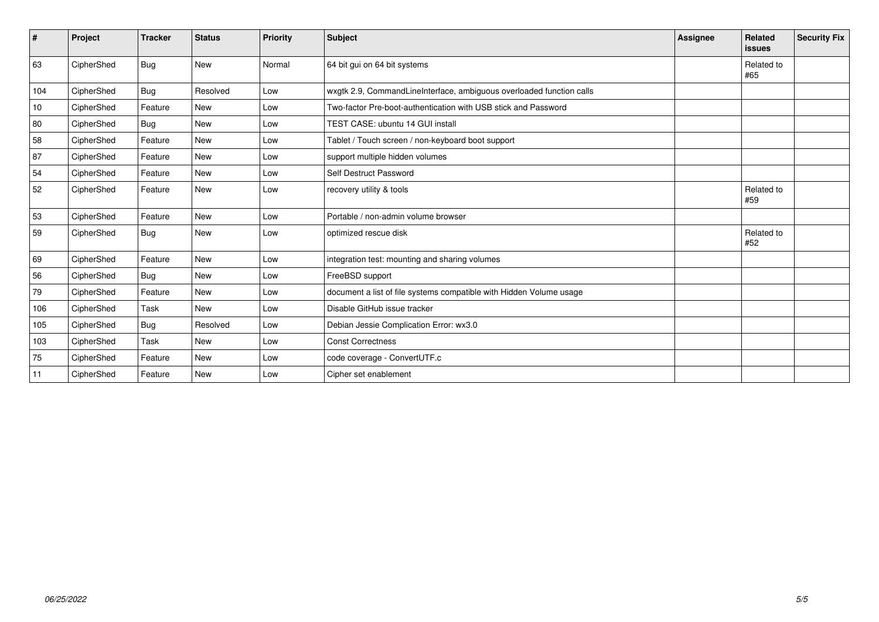| # | Project | Tracker | Status | Priority | Subject | Assignee | Related issues | Security Fix |
|---|---|---|---|---|---|---|---|---|
| 63 | CipherShed | Bug | New | Normal | 64 bit gui on 64 bit systems | | Related to #65 | |
| 104 | CipherShed | Bug | Resolved | Low | wxgtk 2.9, CommandLineInterface, ambiguous overloaded function calls | | | |
| 10 | CipherShed | Feature | New | Low | Two-factor Pre-boot-authentication with USB stick and Password | | | |
| 80 | CipherShed | Bug | New | Low | TEST CASE: ubuntu 14 GUI install | | | |
| 58 | CipherShed | Feature | New | Low | Tablet / Touch screen / non-keyboard boot support | | | |
| 87 | CipherShed | Feature | New | Low | support multiple hidden volumes | | | |
| 54 | CipherShed | Feature | New | Low | Self Destruct Password | | | |
| 52 | CipherShed | Feature | New | Low | recovery utility & tools | | Related to #59 | |
| 53 | CipherShed | Feature | New | Low | Portable / non-admin volume browser | | | |
| 59 | CipherShed | Bug | New | Low | optimized rescue disk | | Related to #52 | |
| 69 | CipherShed | Feature | New | Low | integration test: mounting and sharing volumes | | | |
| 56 | CipherShed | Bug | New | Low | FreeBSD support | | | |
| 79 | CipherShed | Feature | New | Low | document a list of file systems compatible with Hidden Volume usage | | | |
| 106 | CipherShed | Task | New | Low | Disable GitHub issue tracker | | | |
| 105 | CipherShed | Bug | Resolved | Low | Debian Jessie Complication Error: wx3.0 | | | |
| 103 | CipherShed | Task | New | Low | Const Correctness | | | |
| 75 | CipherShed | Feature | New | Low | code coverage - ConvertUTF.c | | | |
| 11 | CipherShed | Feature | New | Low | Cipher set enablement | | | |